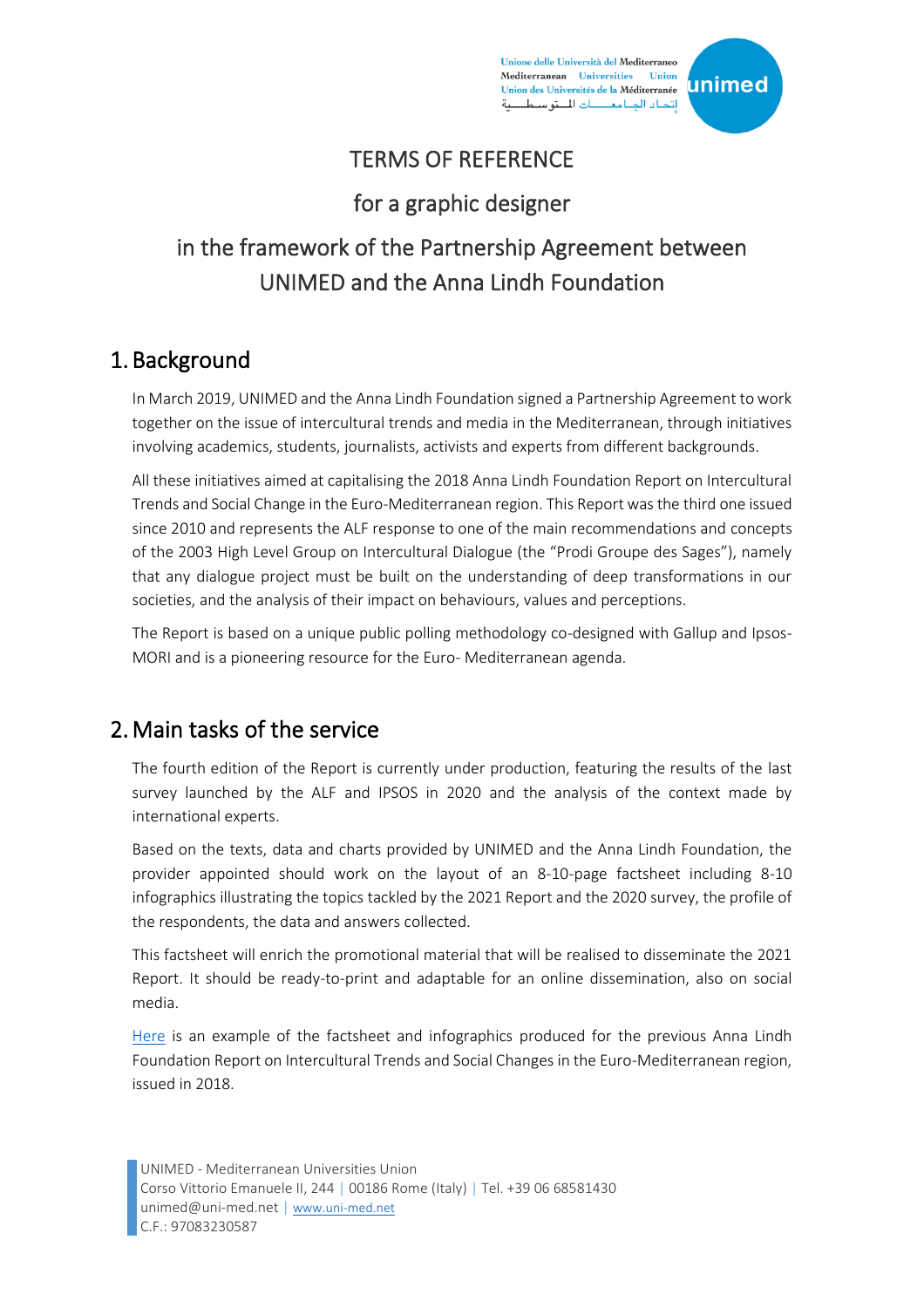# TERMS OF REFERENCE

## for a graphic designer

## in the framework of the Partnership Agreement between UNIMED and the Anna Lindh Foundation

## 1. Background

In March 2019, UNIMED and the Anna Lindh Foundation signed a Partnership Agreement to work together on the issue of intercultural trends and media in the Mediterranean, through initiatives involving academics, students, journalists, activists and experts from different backgrounds.

All these initiatives aimed at capitalising the 2018 Anna Lindh Foundation Report on Intercultural Trends and Social Change in the Euro-Mediterranean region. This Report was the third one issued since 2010 and represents the ALF response to one of the main recommendations and concepts of the 2003 High Level Group on Intercultural Dialogue (the "Prodi Groupe des Sages"), namely that any dialogue project must be built on the understanding of deep transformations in our societies, and the analysis of their impact on behaviours, values and perceptions.

The Report is based on a unique public polling methodology co-designed with Gallup and Ipsos-MORI and is a pioneering resource for the Euro- Mediterranean agenda.

## 2. Main tasks of the service

The fourth edition of the Report is currently under production, featuring the results of the last survey launched by the ALF and IPSOS in 2020 and the analysis of the context made by international experts.

Based on the texts, data and charts provided by UNIMED and the Anna Lindh Foundation, the provider appointed should work on the layout of an 8-10-page factsheet including 8-10 infographics illustrating the topics tackled by the 2021 Report and the 2020 survey, the profile of the respondents, the data and answers collected.

This factsheet will enrich the promotional material that will be realised to disseminate the 2021 Report. It should be ready-to-print and adaptable for an online dissemination, also on social media.

Here is an example of the factsheet and infographics produced for the previous Anna Lindh Foundation Report on Intercultural Trends and Social Changes in the Euro-Mediterranean region, issued in 2018.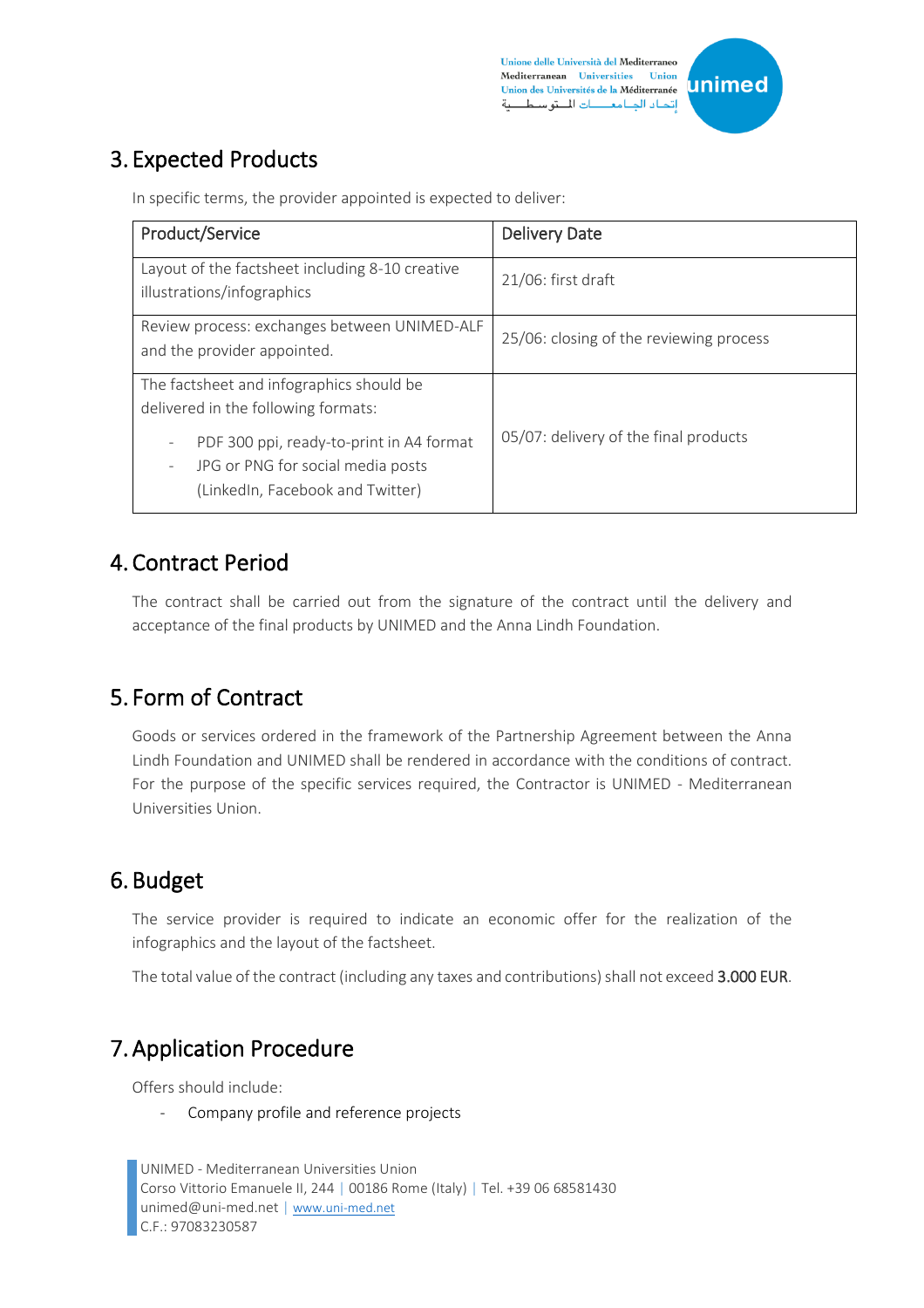## 3. Expected Products

In specific terms, the provider appointed is expected to deliver:

| Product/Service | Delivery Date |
|---|---|
| Layout of the factsheet including 8-10 creative illustrations/infographics | 21/06: first draft |
| Review process: exchanges between UNIMED-ALF and the provider appointed. | 25/06: closing of the reviewing process |
| The factsheet and infographics should be delivered in the following formats:<br>- PDF 300 ppi, ready-to-print in A4 format<br>- JPG or PNG for social media posts (LinkedIn, Facebook and Twitter) | 05/07: delivery of the final products |

## 4. Contract Period

The contract shall be carried out from the signature of the contract until the delivery and acceptance of the final products by UNIMED and the Anna Lindh Foundation.

## 5. Form of Contract

Goods or services ordered in the framework of the Partnership Agreement between the Anna Lindh Foundation and UNIMED shall be rendered in accordance with the conditions of contract. For the purpose of the specific services required, the Contractor is UNIMED - Mediterranean Universities Union.

## 6. Budget

The service provider is required to indicate an economic offer for the realization of the infographics and the layout of the factsheet.

The total value of the contract (including any taxes and contributions) shall not exceed **3.000 EUR**.

## 7. Application Procedure

Offers should include:

- Company profile and reference projects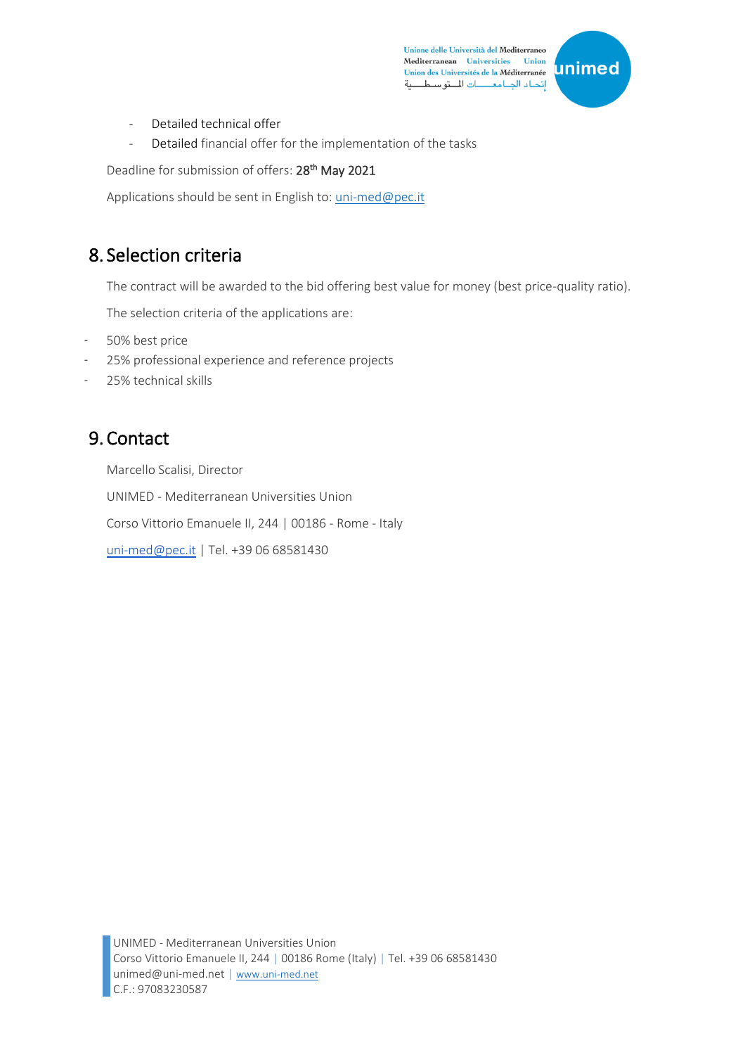- Detailed technical offer
- Detailed financial offer for the implementation of the tasks

Deadline for submission of offers: **28th May 2021**

Applications should be sent in English to: uni-med@pec.it

## 8. Selection criteria

The contract will be awarded to the bid offering best value for money (best price-quality ratio).

The selection criteria of the applications are:

- 50% best price
- 25% professional experience and reference projects
- 25% technical skills

## 9. Contact

Marcello Scalisi, Director

UNIMED - Mediterranean Universities Union

Corso Vittorio Emanuele II, 244 | 00186 - Rome - Italy

uni-med@pec.it | Tel. +39 06 68581430